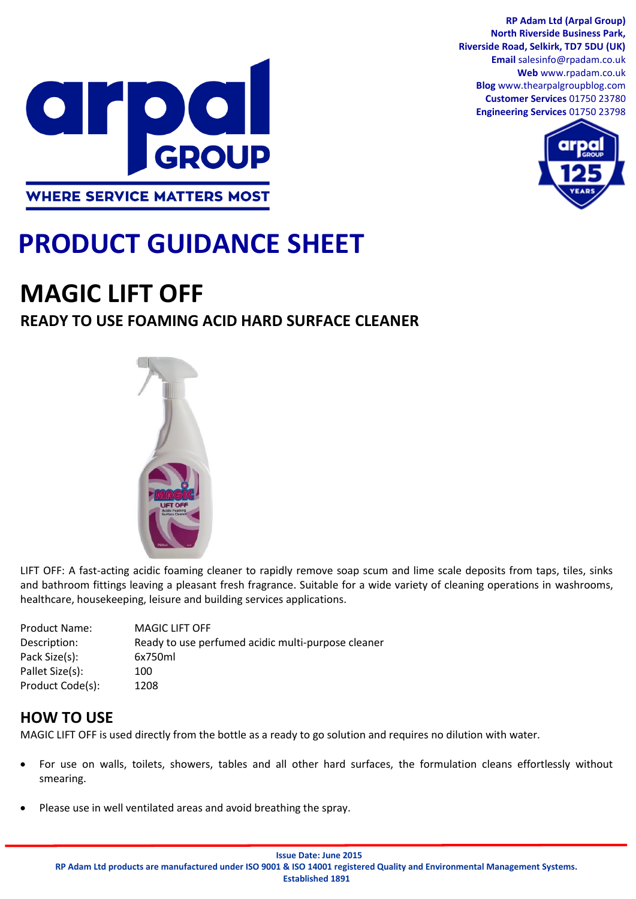**RP Adam Ltd (Arpal Group)**
**North Riverside Business Park,**
**Riverside Road, Selkirk, TD7 5DU (UK)**
**Email** salesinfo@rpadam.co.uk
**Web** www.rpadam.co.uk
**Blog** www.thearpalgroupblog.com
**Customer Services** 01750 23780
**Engineering Services** 01750 23798

arpal GROUP

WHERE SERVICE MATTERS MOST

# PRODUCT GUIDANCE SHEET

# MAGIC LIFT OFF

## READY TO USE FOAMING ACID HARD SURFACE CLEANER

LIFT OFF: A fast-acting acidic foaming cleaner to rapidly remove soap scum and lime scale deposits from taps, tiles, sinks and bathroom fittings leaving a pleasant fresh fragrance. Suitable for a wide variety of cleaning operations in washrooms, healthcare, housekeeping, leisure and building services applications.

| | |
|---|---|
| Product Name: | MAGIC LIFT OFF |
| Description: | Ready to use perfumed acidic multi-purpose cleaner |
| Pack Size(s): | 6x750ml |
| Pallet Size(s): | 100 |
| Product Code(s): | 1208 |

## HOW TO USE

MAGIC LIFT OFF is used directly from the bottle as a ready to go solution and requires no dilution with water.

- For use on walls, toilets, showers, tables and all other hard surfaces, the formulation cleans effortlessly without smearing.
- Please use in well ventilated areas and avoid breathing the spray.

**Issue Date: June 2015**
**RP Adam Ltd products are manufactured under ISO 9001 & ISO 14001 registered Quality and Environmental Management Systems.**
**Established 1891**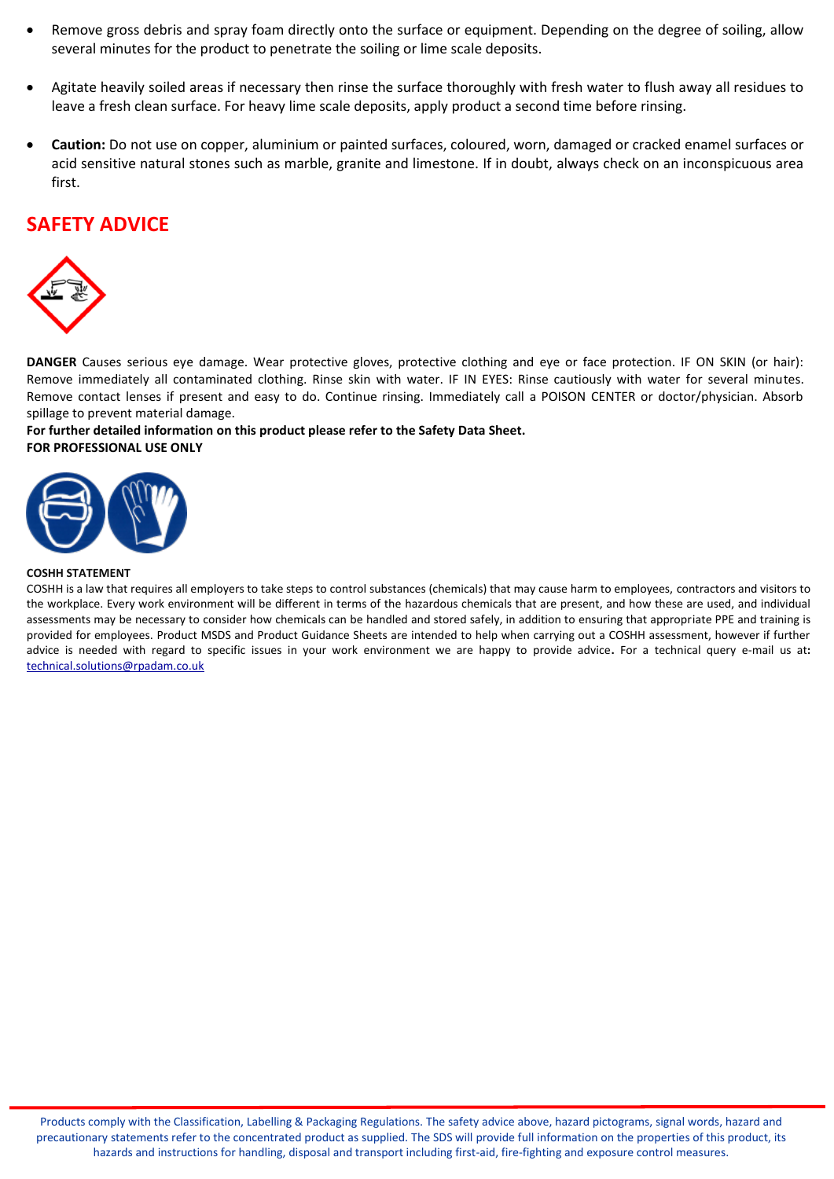- Remove gross debris and spray foam directly onto the surface or equipment. Depending on the degree of soiling, allow several minutes for the product to penetrate the soiling or lime scale deposits.

- Agitate heavily soiled areas if necessary then rinse the surface thoroughly with fresh water to flush away all residues to leave a fresh clean surface. For heavy lime scale deposits, apply product a second time before rinsing.

- **Caution:** Do not use on copper, aluminium or painted surfaces, coloured, worn, damaged or cracked enamel surfaces or acid sensitive natural stones such as marble, granite and limestone. If in doubt, always check on an inconspicuous area first.

## SAFETY ADVICE

**DANGER** Causes serious eye damage. Wear protective gloves, protective clothing and eye or face protection. IF ON SKIN (or hair): Remove immediately all contaminated clothing. Rinse skin with water. IF IN EYES: Rinse cautiously with water for several minutes. Remove contact lenses if present and easy to do. Continue rinsing. Immediately call a POISON CENTER or doctor/physician. Absorb spillage to prevent material damage.

**For further detailed information on this product please refer to the Safety Data Sheet.**

**FOR PROFESSIONAL USE ONLY**

**COSHH STATEMENT**

COSHH is a law that requires all employers to take steps to control substances (chemicals) that may cause harm to employees, contractors and visitors to the workplace. Every work environment will be different in terms of the hazardous chemicals that are present, and how these are used, and individual assessments may be necessary to consider how chemicals can be handled and stored safely, in addition to ensuring that appropriate PPE and training is provided for employees. Product MSDS and Product Guidance Sheets are intended to help when carrying out a COSHH assessment, however if further advice is needed with regard to specific issues in your work environment we are happy to provide advice**.** For a technical query e-mail us at**:** technical.solutions@rpadam.co.uk

Products comply with the Classification, Labelling & Packaging Regulations. The safety advice above, hazard pictograms, signal words, hazard and precautionary statements refer to the concentrated product as supplied. The SDS will provide full information on the properties of this product, its hazards and instructions for handling, disposal and transport including first-aid, fire-fighting and exposure control measures.